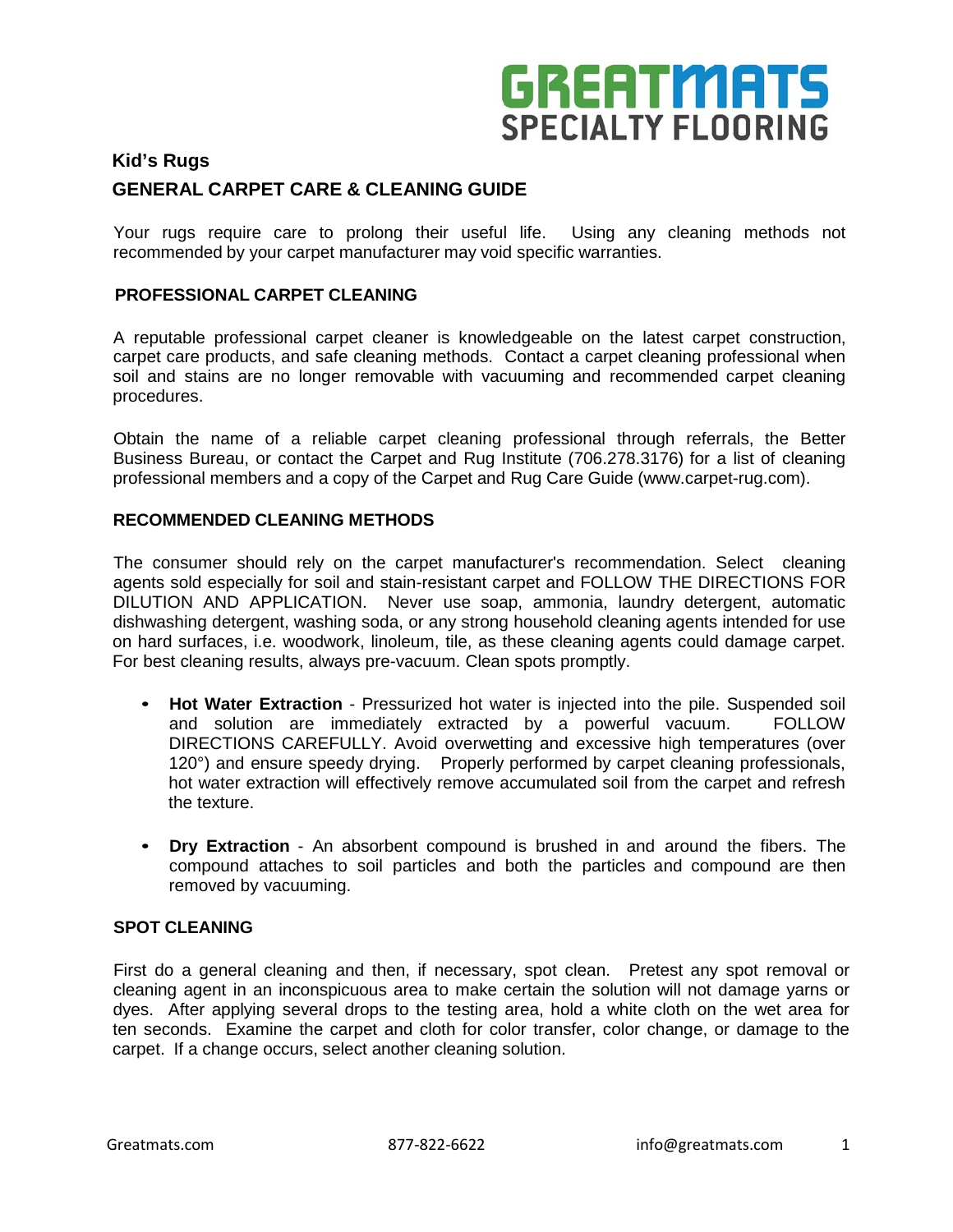# GREATMATS SPECIALTY FLOORING

## Kid's Rugs

## GENERAL CARPET CARE & CLEANING GUIDE

Your rugs require care to prolong their useful life. Using any cleaning methods not recommended by your carpet manufacturer may void specific warranties.

### PROFESSIONAL CARPET CLEANING

A reputable professional carpet cleaner is knowledgeable on the latest carpet construction, carpet care products, and safe cleaning methods. Contact a carpet cleaning professional when soil and stains are no longer removable with vacuuming and recommended carpet cleaning procedures.

Obtain the name of a reliable carpet cleaning professional through referrals, the Better Business Bureau, or contact the Carpet and Rug Institute (706.278.3176) for a list of cleaning professional members and a copy of the Carpet and Rug Care Guide (www.carpet-rug.com).

### RECOMMENDED CLEANING METHODS

The consumer should rely on the carpet manufacturer's recommendation. Select cleaning agents sold especially for soil and stain-resistant carpet and FOLLOW THE DIRECTIONS FOR DILUTION AND APPLICATION. Never use soap, ammonia, laundry detergent, automatic dishwashing detergent, washing soda, or any strong household cleaning agents intended for use on hard surfaces, i.e. woodwork, linoleum, tile, as these cleaning agents could damage carpet. For best cleaning results, always pre-vacuum. Clean spots promptly.

- **Hot Water Extraction** - Pressurized hot water is injected into the pile. Suspended soil and solution are immediately extracted by a powerful vacuum. FOLLOW DIRECTIONS CAREFULLY. Avoid overwetting and excessive high temperatures (over 120°) and ensure speedy drying. Properly performed by carpet cleaning professionals, hot water extraction will effectively remove accumulated soil from the carpet and refresh the texture.

- **Dry Extraction** - An absorbent compound is brushed in and around the fibers. The compound attaches to soil particles and both the particles and compound are then removed by vacuuming.

### SPOT CLEANING

First do a general cleaning and then, if necessary, spot clean. Pretest any spot removal or cleaning agent in an inconspicuous area to make certain the solution will not damage yarns or dyes. After applying several drops to the testing area, hold a white cloth on the wet area for ten seconds. Examine the carpet and cloth for color transfer, color change, or damage to the carpet. If a change occurs, select another cleaning solution.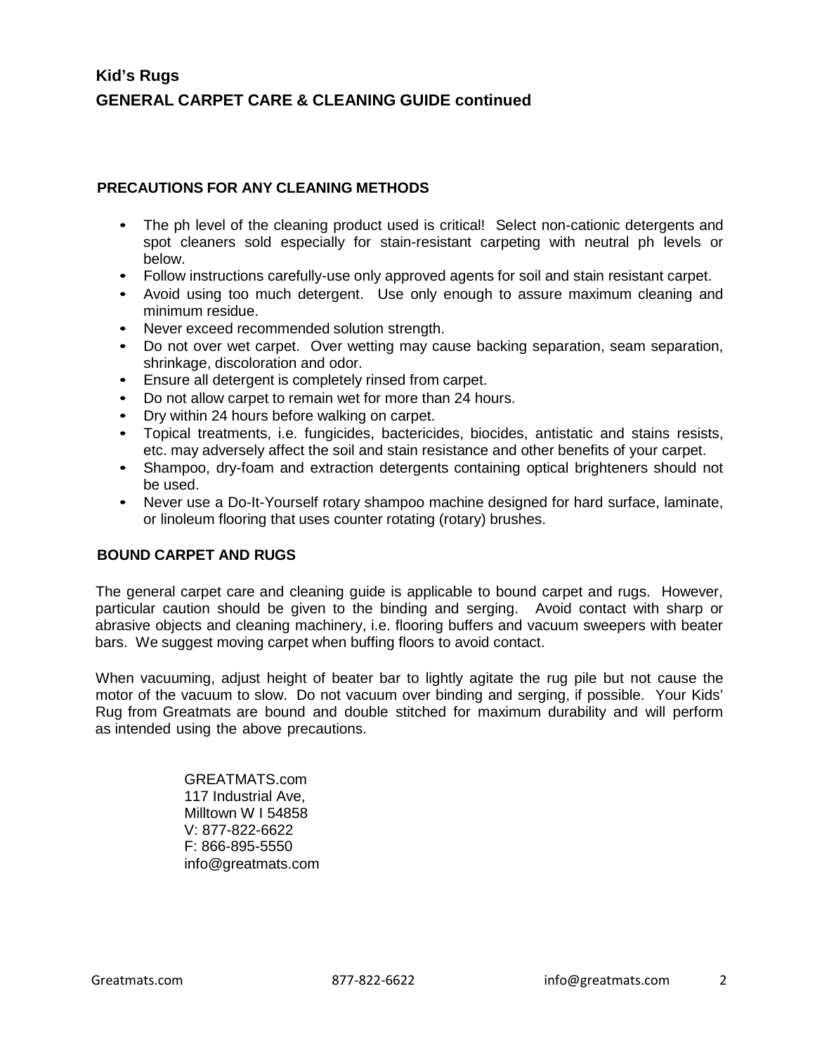## Kid's Rugs

## GENERAL CARPET CARE & CLEANING GUIDE continued

### PRECAUTIONS FOR ANY CLEANING METHODS

- The ph level of the cleaning product used is critical! Select non-cationic detergents and spot cleaners sold especially for stain-resistant carpeting with neutral ph levels or below.
- Follow instructions carefully-use only approved agents for soil and stain resistant carpet.
- Avoid using too much detergent. Use only enough to assure maximum cleaning and minimum residue.
- Never exceed recommended solution strength.
- Do not over wet carpet. Over wetting may cause backing separation, seam separation, shrinkage, discoloration and odor.
- Ensure all detergent is completely rinsed from carpet.
- Do not allow carpet to remain wet for more than 24 hours.
- Dry within 24 hours before walking on carpet.
- Topical treatments, i.e. fungicides, bactericides, biocides, antistatic and stains resists, etc. may adversely affect the soil and stain resistance and other benefits of your carpet.
- Shampoo, dry-foam and extraction detergents containing optical brighteners should not be used.
- Never use a Do-It-Yourself rotary shampoo machine designed for hard surface, laminate, or linoleum flooring that uses counter rotating (rotary) brushes.

### BOUND CARPET AND RUGS

The general carpet care and cleaning guide is applicable to bound carpet and rugs. However, particular caution should be given to the binding and serging. Avoid contact with sharp or abrasive objects and cleaning machinery, i.e. flooring buffers and vacuum sweepers with beater bars. We suggest moving carpet when buffing floors to avoid contact.

When vacuuming, adjust height of beater bar to lightly agitate the rug pile but not cause the motor of the vacuum to slow. Do not vacuum over binding and serging, if possible. Your Kids' Rug from Greatmats are bound and double stitched for maximum durability and will perform as intended using the above precautions.

GREATMATS.com  
117 Industrial Ave,  
Milltown W I 54858  
V: 877-822-6622  
F: 866-895-5550  
info@greatmats.com